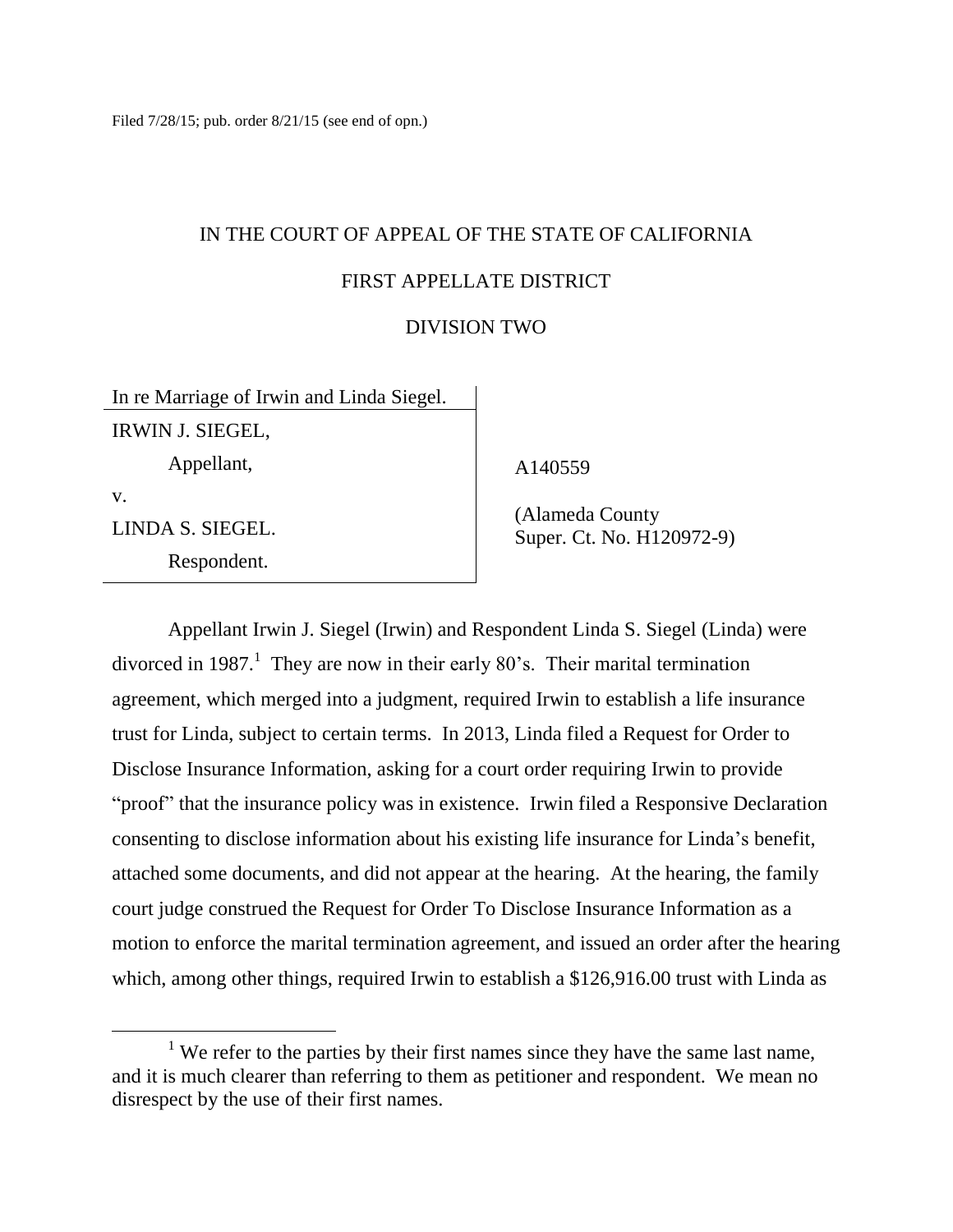Filed 7/28/15; pub. order 8/21/15 (see end of opn.)

IN THE COURT OF APPEAL OF THE STATE OF CALIFORNIA

FIRST APPELLATE DISTRICT

DIVISION TWO

| | |
|---|---|
| In re Marriage of Irwin and Linda Siegel. | |
| IRWIN J. SIEGEL,<br>Appellant,<br>v.<br>LINDA S. SIEGEL.<br>Respondent. | A140559<br><br>(Alameda County Super. Ct. No. H120972-9) |

Appellant Irwin J. Siegel (Irwin) and Respondent Linda S. Siegel (Linda) were divorced in 1987.[1] They are now in their early 80's. Their marital termination agreement, which merged into a judgment, required Irwin to establish a life insurance trust for Linda, subject to certain terms. In 2013, Linda filed a Request for Order to Disclose Insurance Information, asking for a court order requiring Irwin to provide "proof" that the insurance policy was in existence. Irwin filed a Responsive Declaration consenting to disclose information about his existing life insurance for Linda's benefit, attached some documents, and did not appear at the hearing. At the hearing, the family court judge construed the Request for Order To Disclose Insurance Information as a motion to enforce the marital termination agreement, and issued an order after the hearing which, among other things, required Irwin to establish a $126,916.00 trust with Linda as

[1] We refer to the parties by their first names since they have the same last name, and it is much clearer than referring to them as petitioner and respondent. We mean no disrespect by the use of their first names.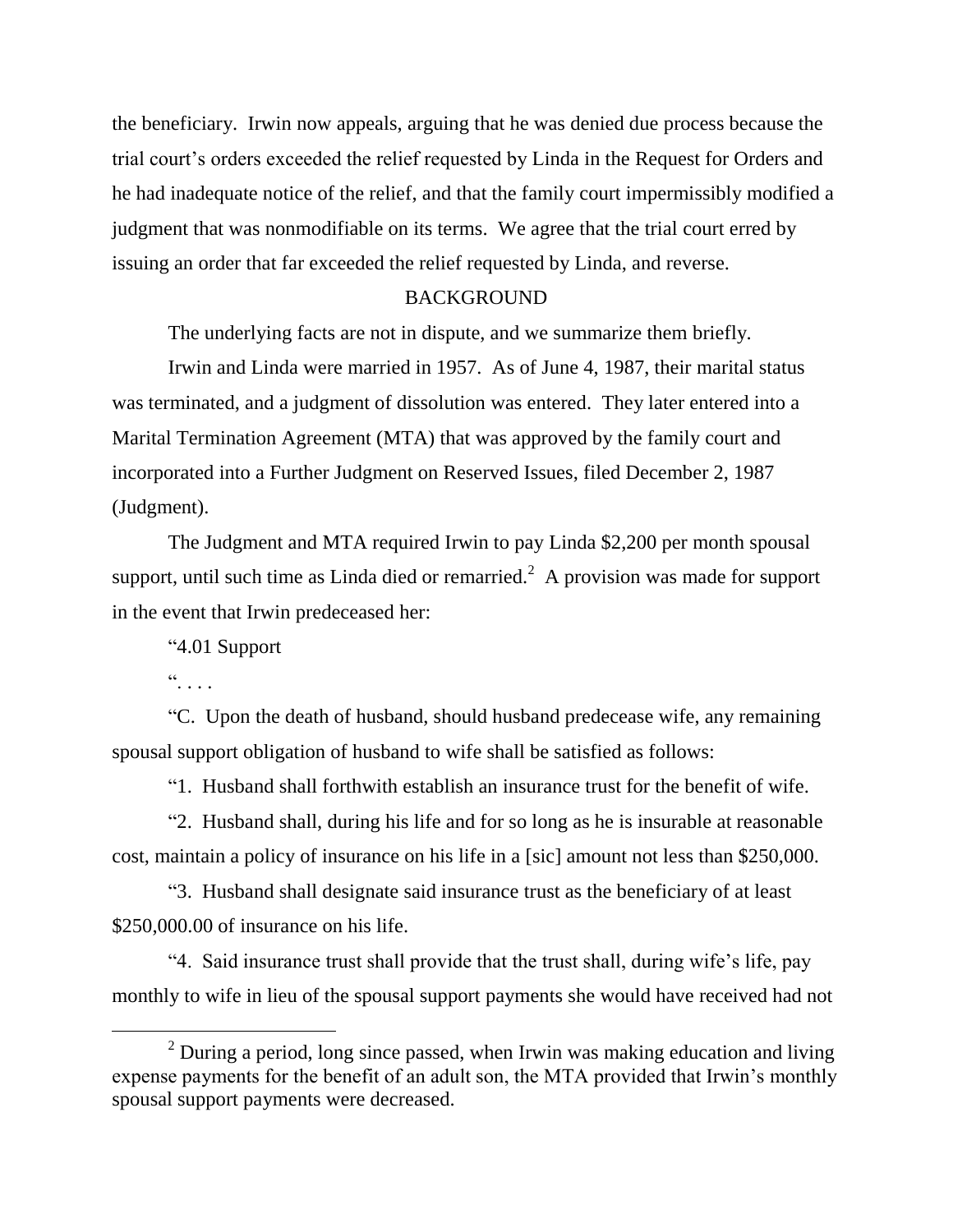the beneficiary. Irwin now appeals, arguing that he was denied due process because the trial court's orders exceeded the relief requested by Linda in the Request for Orders and he had inadequate notice of the relief, and that the family court impermissibly modified a judgment that was nonmodifiable on its terms. We agree that the trial court erred by issuing an order that far exceeded the relief requested by Linda, and reverse.

## BACKGROUND

The underlying facts are not in dispute, and we summarize them briefly.

Irwin and Linda were married in 1957. As of June 4, 1987, their marital status was terminated, and a judgment of dissolution was entered. They later entered into a Marital Termination Agreement (MTA) that was approved by the family court and incorporated into a Further Judgment on Reserved Issues, filed December 2, 1987 (Judgment).

The Judgment and MTA required Irwin to pay Linda $2,200 per month spousal support, until such time as Linda died or remarried.[2] A provision was made for support in the event that Irwin predeceased her:

"4.01 Support

". . . .

"C. Upon the death of husband, should husband predecease wife, any remaining spousal support obligation of husband to wife shall be satisfied as follows:

"1. Husband shall forthwith establish an insurance trust for the benefit of wife.

"2. Husband shall, during his life and for so long as he is insurable at reasonable cost, maintain a policy of insurance on his life in a [sic] amount not less than $250,000.

"3. Husband shall designate said insurance trust as the beneficiary of at least $250,000.00 of insurance on his life.

"4. Said insurance trust shall provide that the trust shall, during wife's life, pay monthly to wife in lieu of the spousal support payments she would have received had not

---

[2] During a period, long since passed, when Irwin was making education and living expense payments for the benefit of an adult son, the MTA provided that Irwin's monthly spousal support payments were decreased.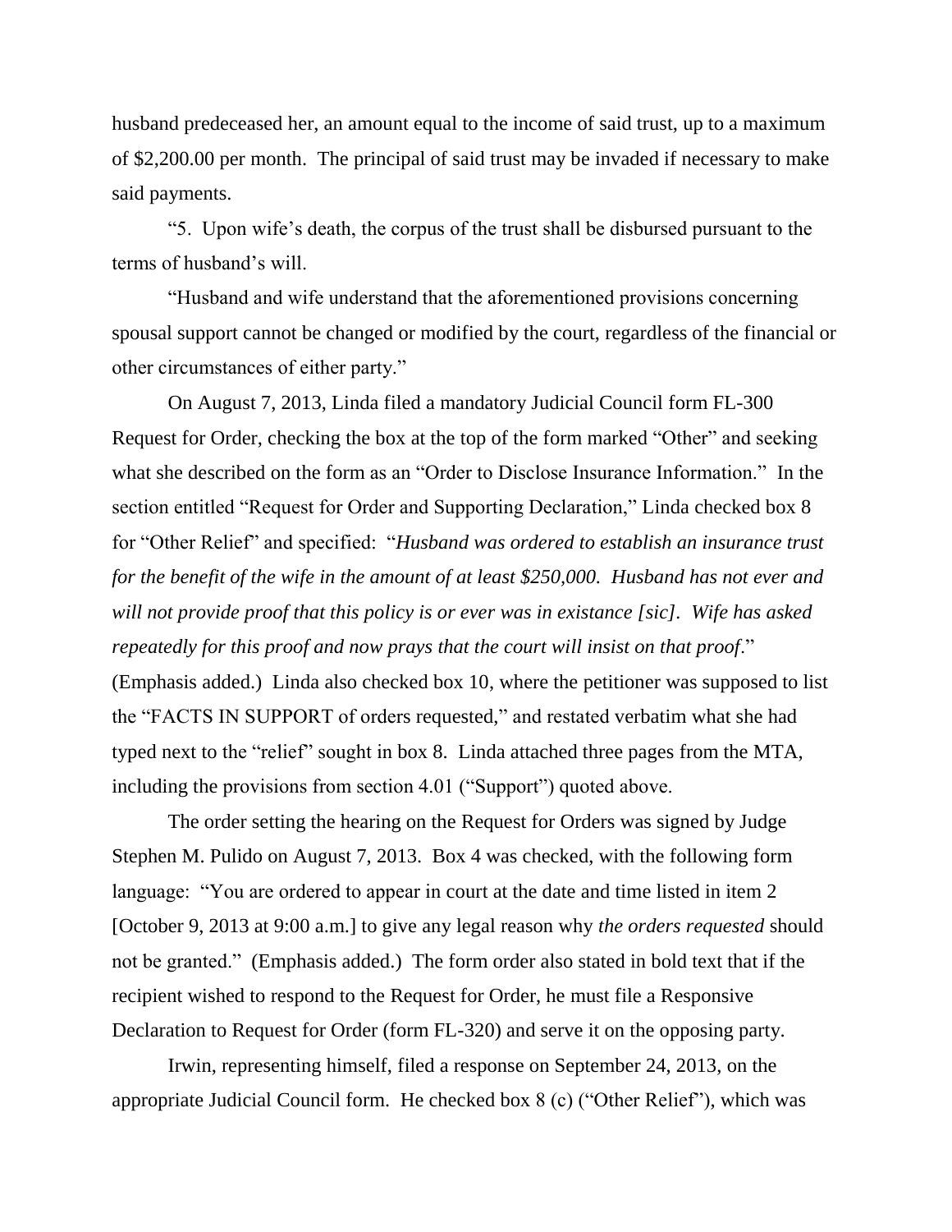husband predeceased her, an amount equal to the income of said trust, up to a maximum of $2,200.00 per month. The principal of said trust may be invaded if necessary to make said payments.

"5. Upon wife's death, the corpus of the trust shall be disbursed pursuant to the terms of husband's will.

"Husband and wife understand that the aforementioned provisions concerning spousal support cannot be changed or modified by the court, regardless of the financial or other circumstances of either party."

On August 7, 2013, Linda filed a mandatory Judicial Council form FL-300 Request for Order, checking the box at the top of the form marked "Other" and seeking what she described on the form as an "Order to Disclose Insurance Information." In the section entitled "Request for Order and Supporting Declaration," Linda checked box 8 for "Other Relief" and specified: "*Husband was ordered to establish an insurance trust for the benefit of the wife in the amount of at least $250,000. Husband has not ever and will not provide proof that this policy is or ever was in existance [sic]. Wife has asked repeatedly for this proof and now prays that the court will insist on that proof*." (Emphasis added.) Linda also checked box 10, where the petitioner was supposed to list the "FACTS IN SUPPORT of orders requested," and restated verbatim what she had typed next to the "relief" sought in box 8. Linda attached three pages from the MTA, including the provisions from section 4.01 ("Support") quoted above.

The order setting the hearing on the Request for Orders was signed by Judge Stephen M. Pulido on August 7, 2013. Box 4 was checked, with the following form language: "You are ordered to appear in court at the date and time listed in item 2 [October 9, 2013 at 9:00 a.m.] to give any legal reason why *the orders requested* should not be granted." (Emphasis added.) The form order also stated in bold text that if the recipient wished to respond to the Request for Order, he must file a Responsive Declaration to Request for Order (form FL-320) and serve it on the opposing party.

Irwin, representing himself, filed a response on September 24, 2013, on the appropriate Judicial Council form. He checked box 8 (c) ("Other Relief"), which was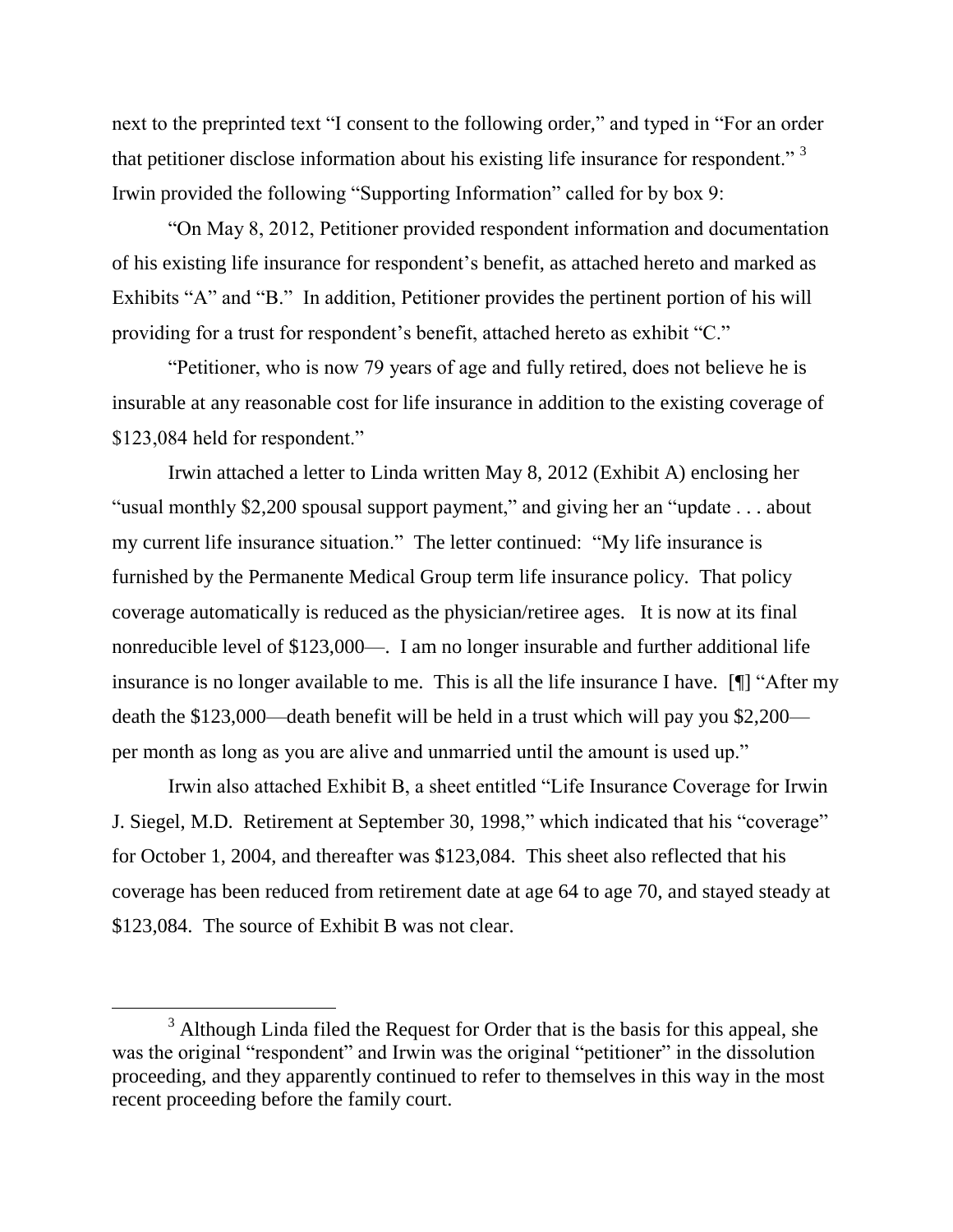next to the preprinted text "I consent to the following order," and typed in "For an order that petitioner disclose information about his existing life insurance for respondent." [3] Irwin provided the following "Supporting Information" called for by box 9:

"On May 8, 2012, Petitioner provided respondent information and documentation of his existing life insurance for respondent's benefit, as attached hereto and marked as Exhibits "A" and "B." In addition, Petitioner provides the pertinent portion of his will providing for a trust for respondent's benefit, attached hereto as exhibit "C."

"Petitioner, who is now 79 years of age and fully retired, does not believe he is insurable at any reasonable cost for life insurance in addition to the existing coverage of $123,084 held for respondent."

Irwin attached a letter to Linda written May 8, 2012 (Exhibit A) enclosing her "usual monthly $2,200 spousal support payment," and giving her an "update . . . about my current life insurance situation." The letter continued: "My life insurance is furnished by the Permanente Medical Group term life insurance policy. That policy coverage automatically is reduced as the physician/retiree ages. It is now at its final nonreducible level of $123,000—. I am no longer insurable and further additional life insurance is no longer available to me. This is all the life insurance I have. [¶] "After my death the $123,000—death benefit will be held in a trust which will pay you $2,200— per month as long as you are alive and unmarried until the amount is used up."

Irwin also attached Exhibit B, a sheet entitled "Life Insurance Coverage for Irwin J. Siegel, M.D. Retirement at September 30, 1998," which indicated that his "coverage" for October 1, 2004, and thereafter was $123,084. This sheet also reflected that his coverage has been reduced from retirement date at age 64 to age 70, and stayed steady at $123,084. The source of Exhibit B was not clear.

---

[3] Although Linda filed the Request for Order that is the basis for this appeal, she was the original "respondent" and Irwin was the original "petitioner" in the dissolution proceeding, and they apparently continued to refer to themselves in this way in the most recent proceeding before the family court.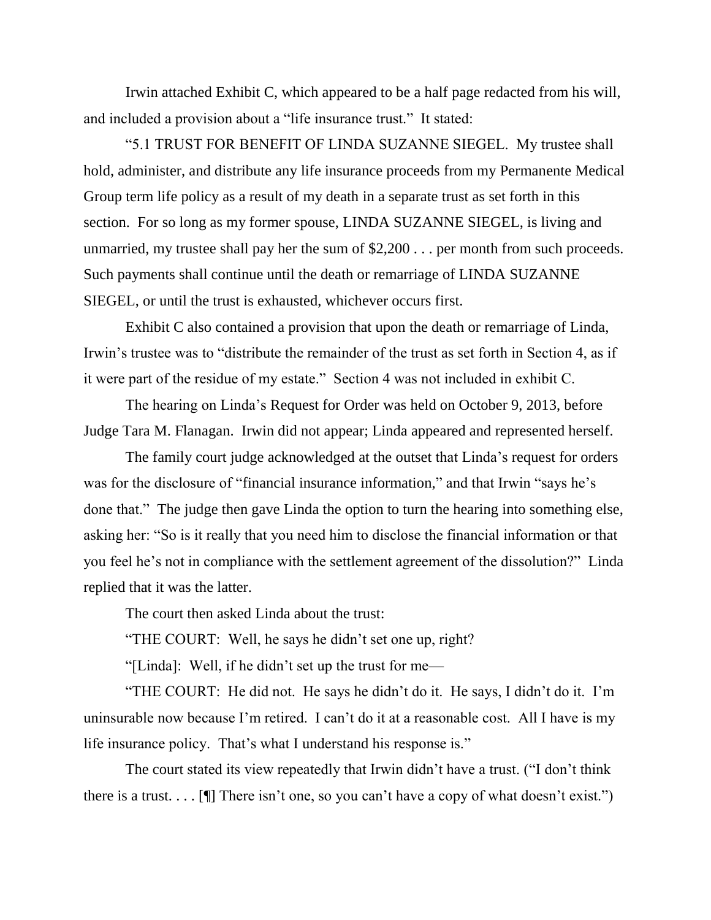Irwin attached Exhibit C, which appeared to be a half page redacted from his will, and included a provision about a "life insurance trust." It stated:

"5.1 TRUST FOR BENEFIT OF LINDA SUZANNE SIEGEL. My trustee shall hold, administer, and distribute any life insurance proceeds from my Permanente Medical Group term life policy as a result of my death in a separate trust as set forth in this section. For so long as my former spouse, LINDA SUZANNE SIEGEL, is living and unmarried, my trustee shall pay her the sum of $2,200 . . . per month from such proceeds. Such payments shall continue until the death or remarriage of LINDA SUZANNE SIEGEL, or until the trust is exhausted, whichever occurs first.

Exhibit C also contained a provision that upon the death or remarriage of Linda, Irwin's trustee was to "distribute the remainder of the trust as set forth in Section 4, as if it were part of the residue of my estate." Section 4 was not included in exhibit C.

The hearing on Linda's Request for Order was held on October 9, 2013, before Judge Tara M. Flanagan. Irwin did not appear; Linda appeared and represented herself.

The family court judge acknowledged at the outset that Linda's request for orders was for the disclosure of "financial insurance information," and that Irwin "says he's done that." The judge then gave Linda the option to turn the hearing into something else, asking her: "So is it really that you need him to disclose the financial information or that you feel he's not in compliance with the settlement agreement of the dissolution?" Linda replied that it was the latter.

The court then asked Linda about the trust:

"THE COURT: Well, he says he didn't set one up, right?

"[Linda]: Well, if he didn't set up the trust for me—

"THE COURT: He did not. He says he didn't do it. He says, I didn't do it. I'm uninsurable now because I'm retired. I can't do it at a reasonable cost. All I have is my life insurance policy. That's what I understand his response is."

The court stated its view repeatedly that Irwin didn't have a trust. ("I don't think there is a trust. . . . [¶] There isn't one, so you can't have a copy of what doesn't exist.")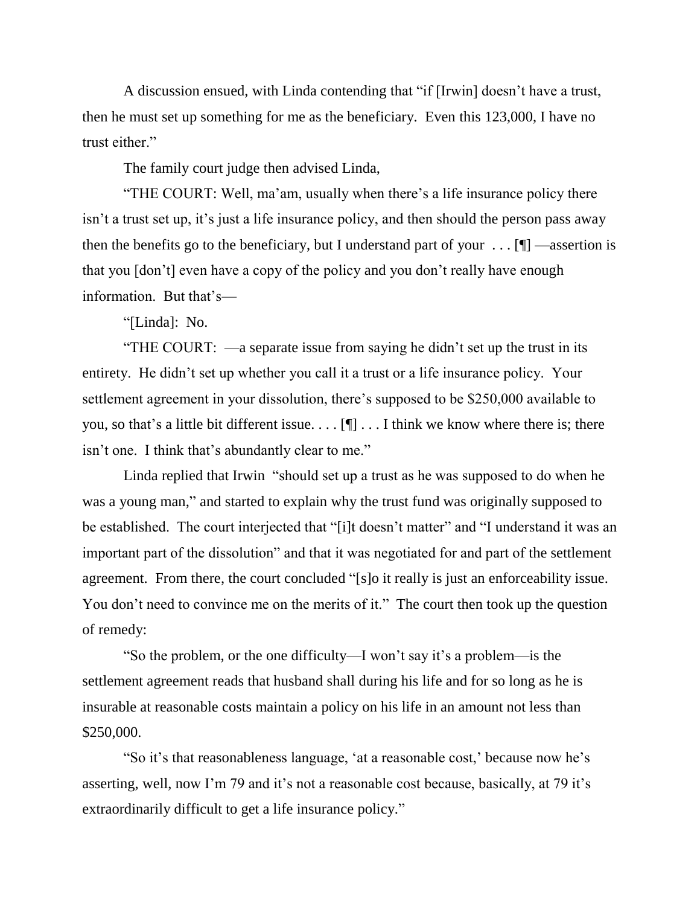A discussion ensued, with Linda contending that "if [Irwin] doesn't have a trust, then he must set up something for me as the beneficiary. Even this 123,000, I have no trust either."

The family court judge then advised Linda,

"THE COURT: Well, ma'am, usually when there's a life insurance policy there isn't a trust set up, it's just a life insurance policy, and then should the person pass away then the benefits go to the beneficiary, but I understand part of your . . . [¶] —assertion is that you [don't] even have a copy of the policy and you don't really have enough information. But that's—

"[Linda]: No.

"THE COURT: —a separate issue from saying he didn't set up the trust in its entirety. He didn't set up whether you call it a trust or a life insurance policy. Your settlement agreement in your dissolution, there's supposed to be $250,000 available to you, so that's a little bit different issue. . . . [¶] . . . I think we know where there is; there isn't one. I think that's abundantly clear to me."

Linda replied that Irwin "should set up a trust as he was supposed to do when he was a young man," and started to explain why the trust fund was originally supposed to be established. The court interjected that "[i]t doesn't matter" and "I understand it was an important part of the dissolution" and that it was negotiated for and part of the settlement agreement. From there, the court concluded "[s]o it really is just an enforceability issue. You don't need to convince me on the merits of it." The court then took up the question of remedy:

"So the problem, or the one difficulty—I won't say it's a problem—is the settlement agreement reads that husband shall during his life and for so long as he is insurable at reasonable costs maintain a policy on his life in an amount not less than $250,000.

"So it's that reasonableness language, 'at a reasonable cost,' because now he's asserting, well, now I'm 79 and it's not a reasonable cost because, basically, at 79 it's extraordinarily difficult to get a life insurance policy."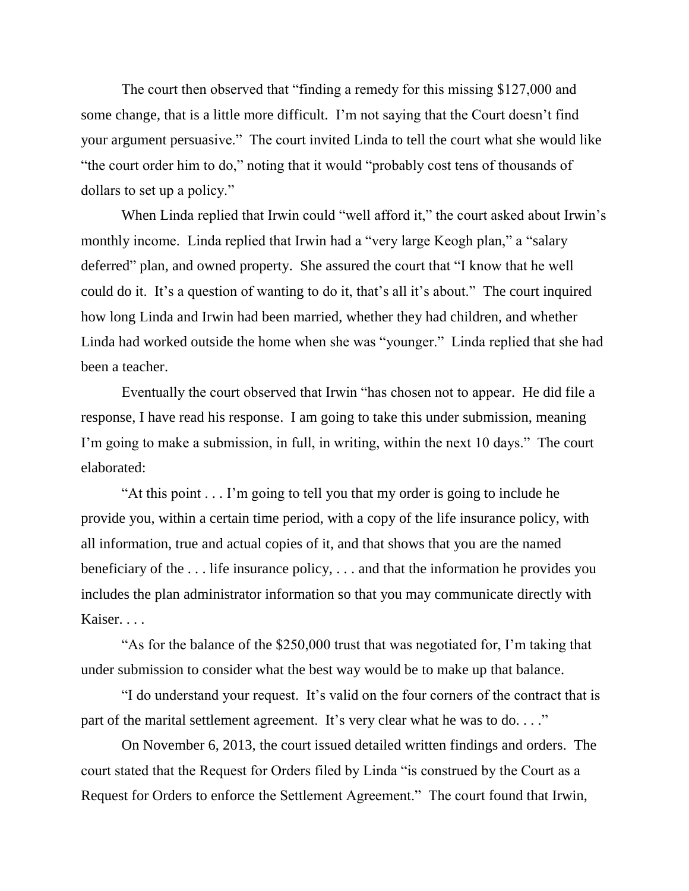The court then observed that "finding a remedy for this missing $127,000 and some change, that is a little more difficult. I'm not saying that the Court doesn't find your argument persuasive." The court invited Linda to tell the court what she would like "the court order him to do," noting that it would "probably cost tens of thousands of dollars to set up a policy."

When Linda replied that Irwin could "well afford it," the court asked about Irwin's monthly income. Linda replied that Irwin had a "very large Keogh plan," a "salary deferred" plan, and owned property. She assured the court that "I know that he well could do it. It's a question of wanting to do it, that's all it's about." The court inquired how long Linda and Irwin had been married, whether they had children, and whether Linda had worked outside the home when she was "younger." Linda replied that she had been a teacher.

Eventually the court observed that Irwin "has chosen not to appear. He did file a response, I have read his response. I am going to take this under submission, meaning I'm going to make a submission, in full, in writing, within the next 10 days." The court elaborated:

"At this point . . . I'm going to tell you that my order is going to include he provide you, within a certain time period, with a copy of the life insurance policy, with all information, true and actual copies of it, and that shows that you are the named beneficiary of the . . . life insurance policy, . . . and that the information he provides you includes the plan administrator information so that you may communicate directly with Kaiser. . . .

"As for the balance of the $250,000 trust that was negotiated for, I'm taking that under submission to consider what the best way would be to make up that balance.

"I do understand your request. It's valid on the four corners of the contract that is part of the marital settlement agreement. It's very clear what he was to do. . . ."

On November 6, 2013, the court issued detailed written findings and orders. The court stated that the Request for Orders filed by Linda "is construed by the Court as a Request for Orders to enforce the Settlement Agreement." The court found that Irwin,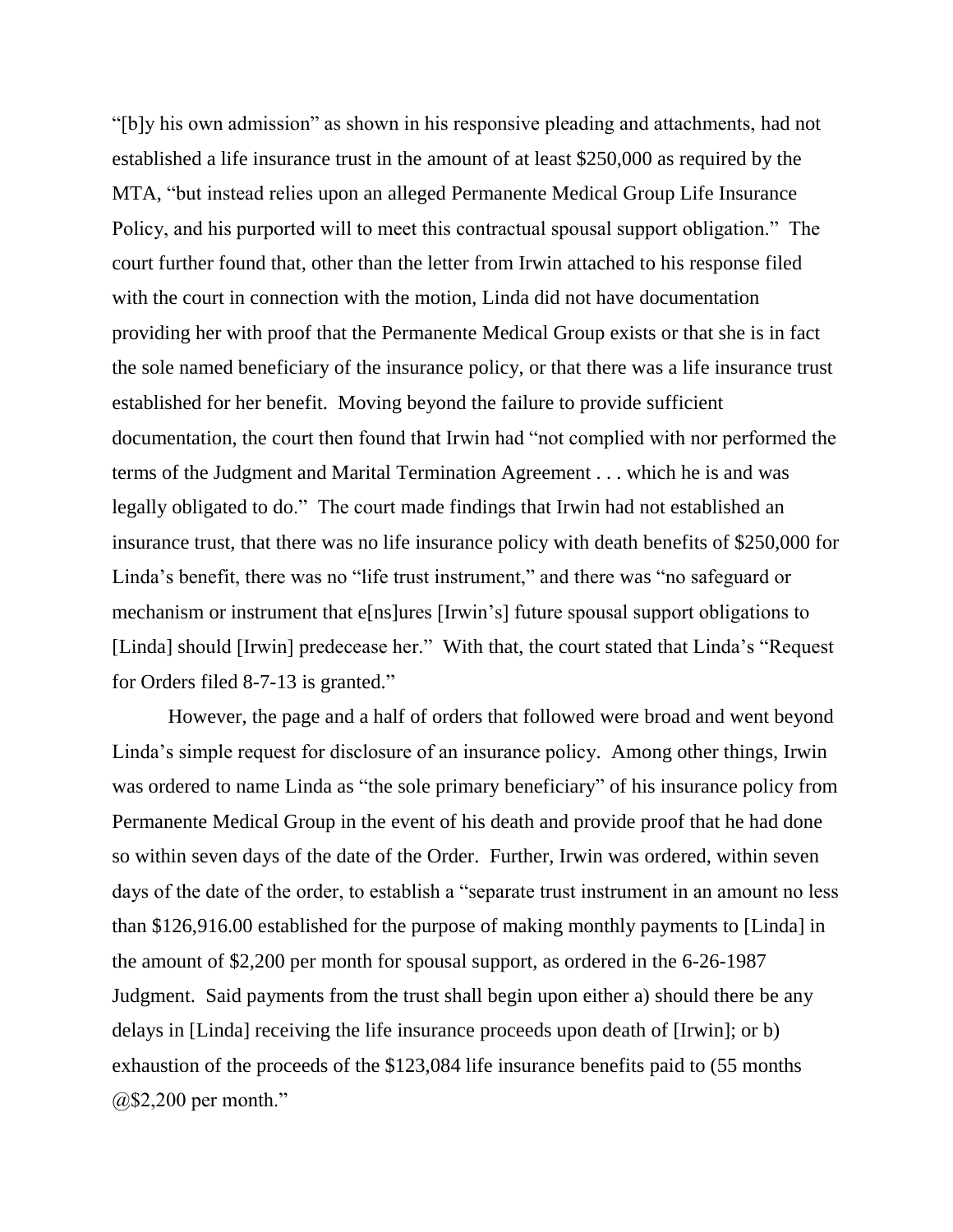"[b]y his own admission" as shown in his responsive pleading and attachments, had not established a life insurance trust in the amount of at least $250,000 as required by the MTA, "but instead relies upon an alleged Permanente Medical Group Life Insurance Policy, and his purported will to meet this contractual spousal support obligation." The court further found that, other than the letter from Irwin attached to his response filed with the court in connection with the motion, Linda did not have documentation providing her with proof that the Permanente Medical Group exists or that she is in fact the sole named beneficiary of the insurance policy, or that there was a life insurance trust established for her benefit. Moving beyond the failure to provide sufficient documentation, the court then found that Irwin had "not complied with nor performed the terms of the Judgment and Marital Termination Agreement . . . which he is and was legally obligated to do." The court made findings that Irwin had not established an insurance trust, that there was no life insurance policy with death benefits of $250,000 for Linda's benefit, there was no "life trust instrument," and there was "no safeguard or mechanism or instrument that e[ns]ures [Irwin's] future spousal support obligations to [Linda] should [Irwin] predecease her." With that, the court stated that Linda's "Request for Orders filed 8-7-13 is granted."

However, the page and a half of orders that followed were broad and went beyond Linda's simple request for disclosure of an insurance policy. Among other things, Irwin was ordered to name Linda as "the sole primary beneficiary" of his insurance policy from Permanente Medical Group in the event of his death and provide proof that he had done so within seven days of the date of the Order. Further, Irwin was ordered, within seven days of the date of the order, to establish a "separate trust instrument in an amount no less than $126,916.00 established for the purpose of making monthly payments to [Linda] in the amount of $2,200 per month for spousal support, as ordered in the 6-26-1987 Judgment. Said payments from the trust shall begin upon either a) should there be any delays in [Linda] receiving the life insurance proceeds upon death of [Irwin]; or b) exhaustion of the proceeds of the $123,084 life insurance benefits paid to (55 months @$2,200 per month."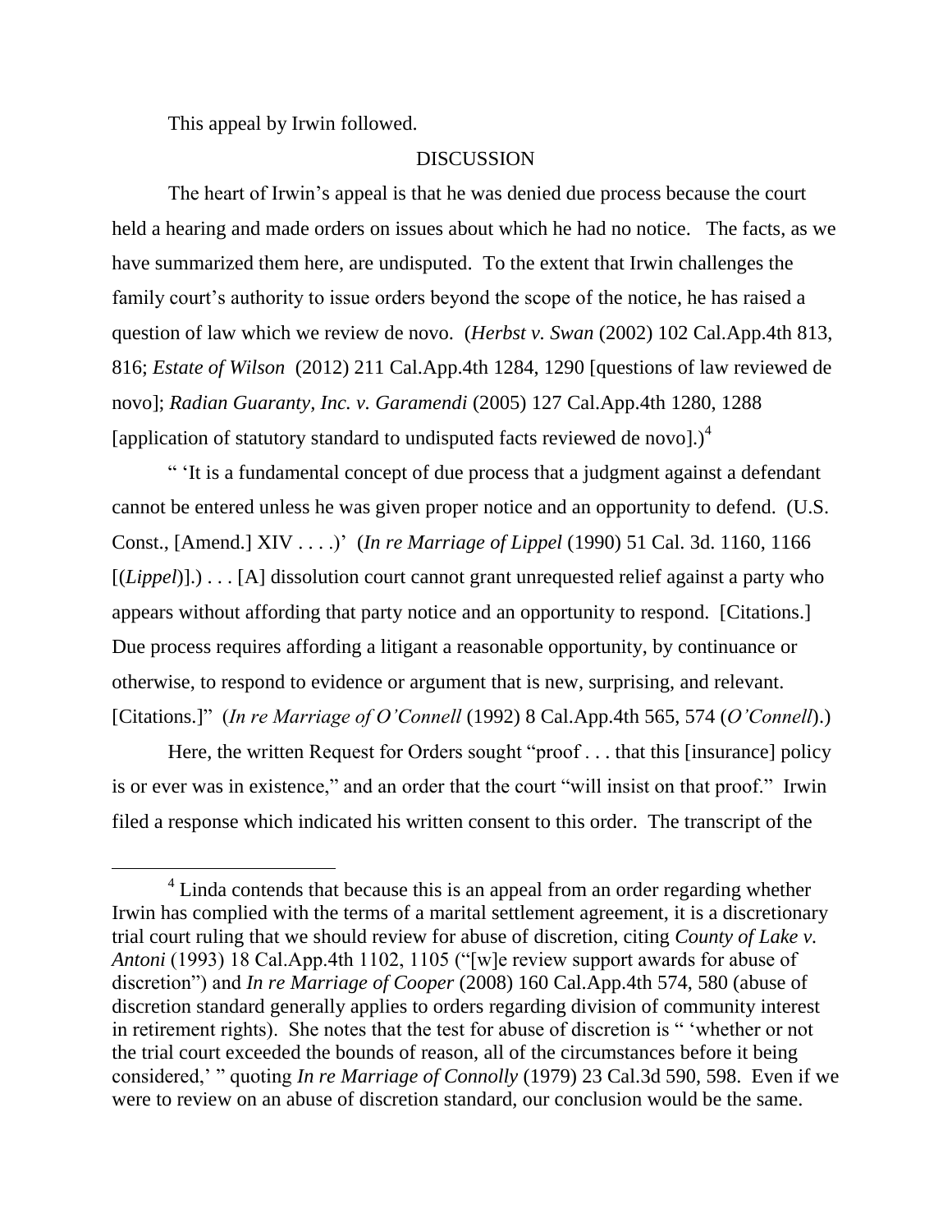This appeal by Irwin followed.

## DISCUSSION

The heart of Irwin's appeal is that he was denied due process because the court held a hearing and made orders on issues about which he had no notice. The facts, as we have summarized them here, are undisputed. To the extent that Irwin challenges the family court's authority to issue orders beyond the scope of the notice, he has raised a question of law which we review de novo. (*Herbst v. Swan* (2002) 102 Cal.App.4th 813, 816; *Estate of Wilson* (2012) 211 Cal.App.4th 1284, 1290 [questions of law reviewed de novo]; *Radian Guaranty, Inc. v. Garamendi* (2005) 127 Cal.App.4th 1280, 1288 [application of statutory standard to undisputed facts reviewed de novo].)[4]

" 'It is a fundamental concept of due process that a judgment against a defendant cannot be entered unless he was given proper notice and an opportunity to defend. (U.S. Const., [Amend.] XIV . . . .)' (*In re Marriage of Lippel* (1990) 51 Cal. 3d. 1160, 1166 [(*Lippel*)].) . . . [A] dissolution court cannot grant unrequested relief against a party who appears without affording that party notice and an opportunity to respond. [Citations.] Due process requires affording a litigant a reasonable opportunity, by continuance or otherwise, to respond to evidence or argument that is new, surprising, and relevant. [Citations.]" (*In re Marriage of O'Connell* (1992) 8 Cal.App.4th 565, 574 (*O'Connell*).)

Here, the written Request for Orders sought "proof . . . that this [insurance] policy is or ever was in existence," and an order that the court "will insist on that proof." Irwin filed a response which indicated his written consent to this order. The transcript of the

---

[4] Linda contends that because this is an appeal from an order regarding whether Irwin has complied with the terms of a marital settlement agreement, it is a discretionary trial court ruling that we should review for abuse of discretion, citing *County of Lake v. Antoni* (1993) 18 Cal.App.4th 1102, 1105 ("[w]e review support awards for abuse of discretion") and *In re Marriage of Cooper* (2008) 160 Cal.App.4th 574, 580 (abuse of discretion standard generally applies to orders regarding division of community interest in retirement rights). She notes that the test for abuse of discretion is " 'whether or not the trial court exceeded the bounds of reason, all of the circumstances before it being considered,' " quoting *In re Marriage of Connolly* (1979) 23 Cal.3d 590, 598. Even if we were to review on an abuse of discretion standard, our conclusion would be the same.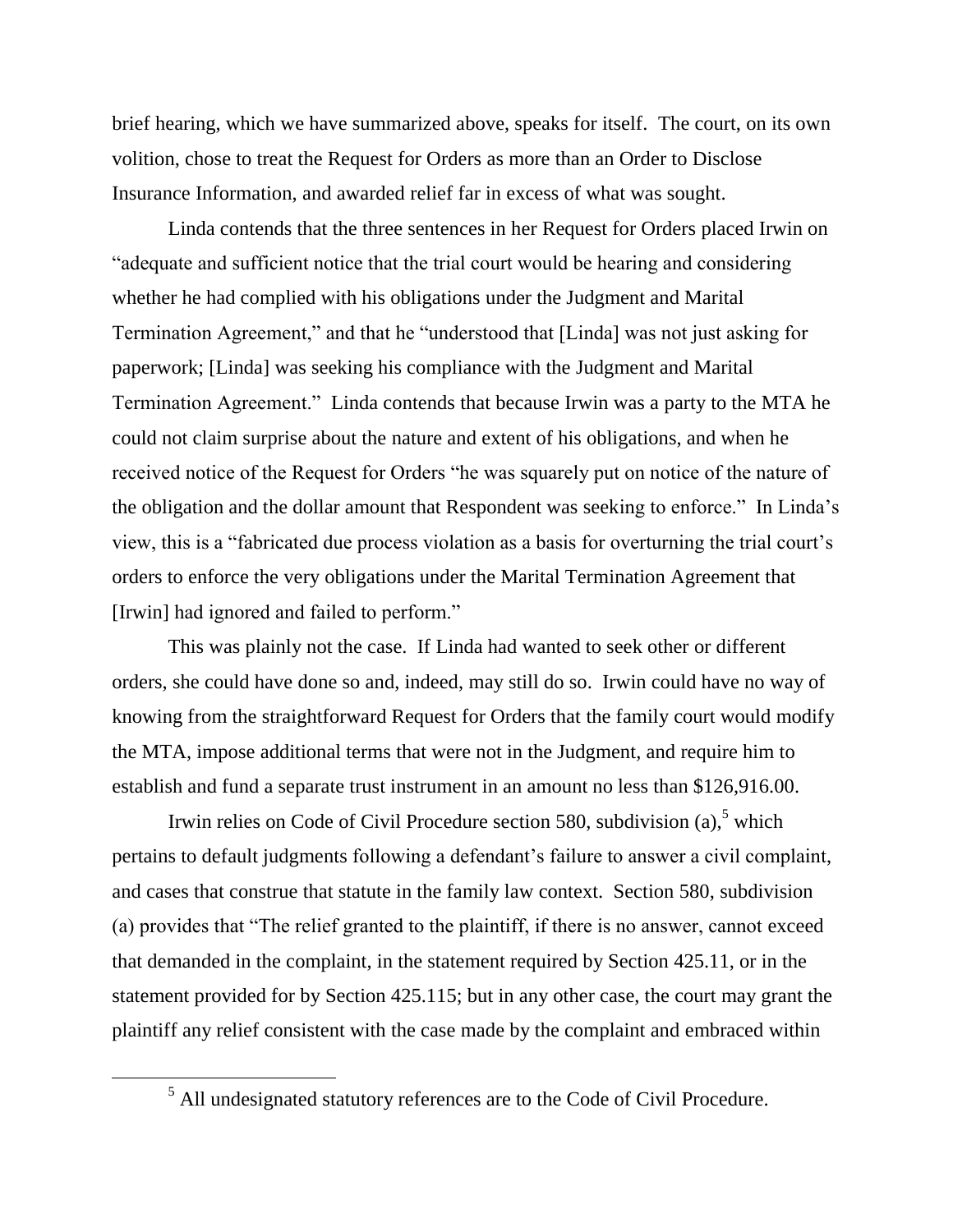brief hearing, which we have summarized above, speaks for itself. The court, on its own volition, chose to treat the Request for Orders as more than an Order to Disclose Insurance Information, and awarded relief far in excess of what was sought.

Linda contends that the three sentences in her Request for Orders placed Irwin on "adequate and sufficient notice that the trial court would be hearing and considering whether he had complied with his obligations under the Judgment and Marital Termination Agreement," and that he "understood that [Linda] was not just asking for paperwork; [Linda] was seeking his compliance with the Judgment and Marital Termination Agreement." Linda contends that because Irwin was a party to the MTA he could not claim surprise about the nature and extent of his obligations, and when he received notice of the Request for Orders "he was squarely put on notice of the nature of the obligation and the dollar amount that Respondent was seeking to enforce." In Linda's view, this is a "fabricated due process violation as a basis for overturning the trial court's orders to enforce the very obligations under the Marital Termination Agreement that [Irwin] had ignored and failed to perform."

This was plainly not the case. If Linda had wanted to seek other or different orders, she could have done so and, indeed, may still do so. Irwin could have no way of knowing from the straightforward Request for Orders that the family court would modify the MTA, impose additional terms that were not in the Judgment, and require him to establish and fund a separate trust instrument in an amount no less than $126,916.00.

Irwin relies on Code of Civil Procedure section 580, subdivision (a),[5] which pertains to default judgments following a defendant's failure to answer a civil complaint, and cases that construe that statute in the family law context. Section 580, subdivision (a) provides that "The relief granted to the plaintiff, if there is no answer, cannot exceed that demanded in the complaint, in the statement required by Section 425.11, or in the statement provided for by Section 425.115; but in any other case, the court may grant the plaintiff any relief consistent with the case made by the complaint and embraced within

[5] All undesignated statutory references are to the Code of Civil Procedure.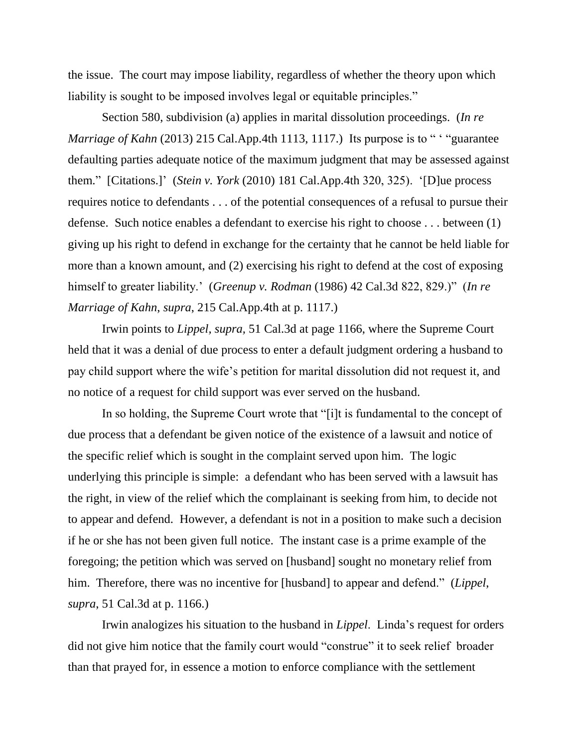the issue. The court may impose liability, regardless of whether the theory upon which liability is sought to be imposed involves legal or equitable principles."

Section 580, subdivision (a) applies in marital dissolution proceedings. (*In re Marriage of Kahn* (2013) 215 Cal.App.4th 1113, 1117.) Its purpose is to " ' "guarantee defaulting parties adequate notice of the maximum judgment that may be assessed against them." [Citations.]' (*Stein v. York* (2010) 181 Cal.App.4th 320, 325). '[D]ue process requires notice to defendants . . . of the potential consequences of a refusal to pursue their defense. Such notice enables a defendant to exercise his right to choose . . . between (1) giving up his right to defend in exchange for the certainty that he cannot be held liable for more than a known amount, and (2) exercising his right to defend at the cost of exposing himself to greater liability.' (*Greenup v. Rodman* (1986) 42 Cal.3d 822, 829.)" (*In re Marriage of Kahn*, *supra*, 215 Cal.App.4th at p. 1117.)

Irwin points to *Lippel*, *supra*, 51 Cal.3d at page 1166, where the Supreme Court held that it was a denial of due process to enter a default judgment ordering a husband to pay child support where the wife's petition for marital dissolution did not request it, and no notice of a request for child support was ever served on the husband.

In so holding, the Supreme Court wrote that "[i]t is fundamental to the concept of due process that a defendant be given notice of the existence of a lawsuit and notice of the specific relief which is sought in the complaint served upon him. The logic underlying this principle is simple: a defendant who has been served with a lawsuit has the right, in view of the relief which the complainant is seeking from him, to decide not to appear and defend. However, a defendant is not in a position to make such a decision if he or she has not been given full notice. The instant case is a prime example of the foregoing; the petition which was served on [husband] sought no monetary relief from him. Therefore, there was no incentive for [husband] to appear and defend." (*Lippel*, *supra*, 51 Cal.3d at p. 1166.)

Irwin analogizes his situation to the husband in *Lippel*. Linda's request for orders did not give him notice that the family court would "construe" it to seek relief broader than that prayed for, in essence a motion to enforce compliance with the settlement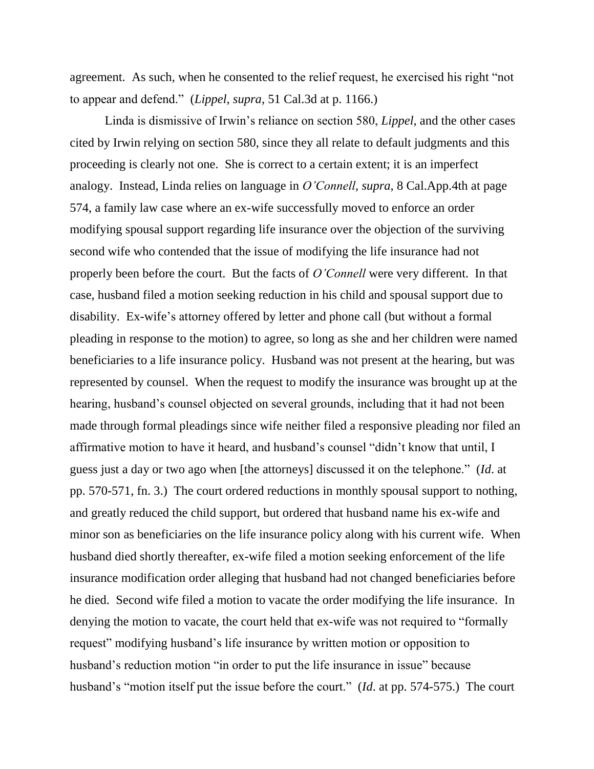agreement. As such, when he consented to the relief request, he exercised his right "not to appear and defend." (*Lippel*, *supra*, 51 Cal.3d at p. 1166.)

Linda is dismissive of Irwin's reliance on section 580, *Lippel*, and the other cases cited by Irwin relying on section 580, since they all relate to default judgments and this proceeding is clearly not one. She is correct to a certain extent; it is an imperfect analogy. Instead, Linda relies on language in *O'Connell, supra,* 8 Cal.App.4th at page 574, a family law case where an ex-wife successfully moved to enforce an order modifying spousal support regarding life insurance over the objection of the surviving second wife who contended that the issue of modifying the life insurance had not properly been before the court. But the facts of *O'Connell* were very different. In that case, husband filed a motion seeking reduction in his child and spousal support due to disability. Ex-wife's attorney offered by letter and phone call (but without a formal pleading in response to the motion) to agree, so long as she and her children were named beneficiaries to a life insurance policy. Husband was not present at the hearing, but was represented by counsel. When the request to modify the insurance was brought up at the hearing, husband's counsel objected on several grounds, including that it had not been made through formal pleadings since wife neither filed a responsive pleading nor filed an affirmative motion to have it heard, and husband's counsel "didn't know that until, I guess just a day or two ago when [the attorneys] discussed it on the telephone." (*Id*. at pp. 570-571, fn. 3.) The court ordered reductions in monthly spousal support to nothing, and greatly reduced the child support, but ordered that husband name his ex-wife and minor son as beneficiaries on the life insurance policy along with his current wife. When husband died shortly thereafter, ex-wife filed a motion seeking enforcement of the life insurance modification order alleging that husband had not changed beneficiaries before he died. Second wife filed a motion to vacate the order modifying the life insurance. In denying the motion to vacate, the court held that ex-wife was not required to "formally request" modifying husband's life insurance by written motion or opposition to husband's reduction motion "in order to put the life insurance in issue" because husband's "motion itself put the issue before the court." (*Id*. at pp. 574-575.) The court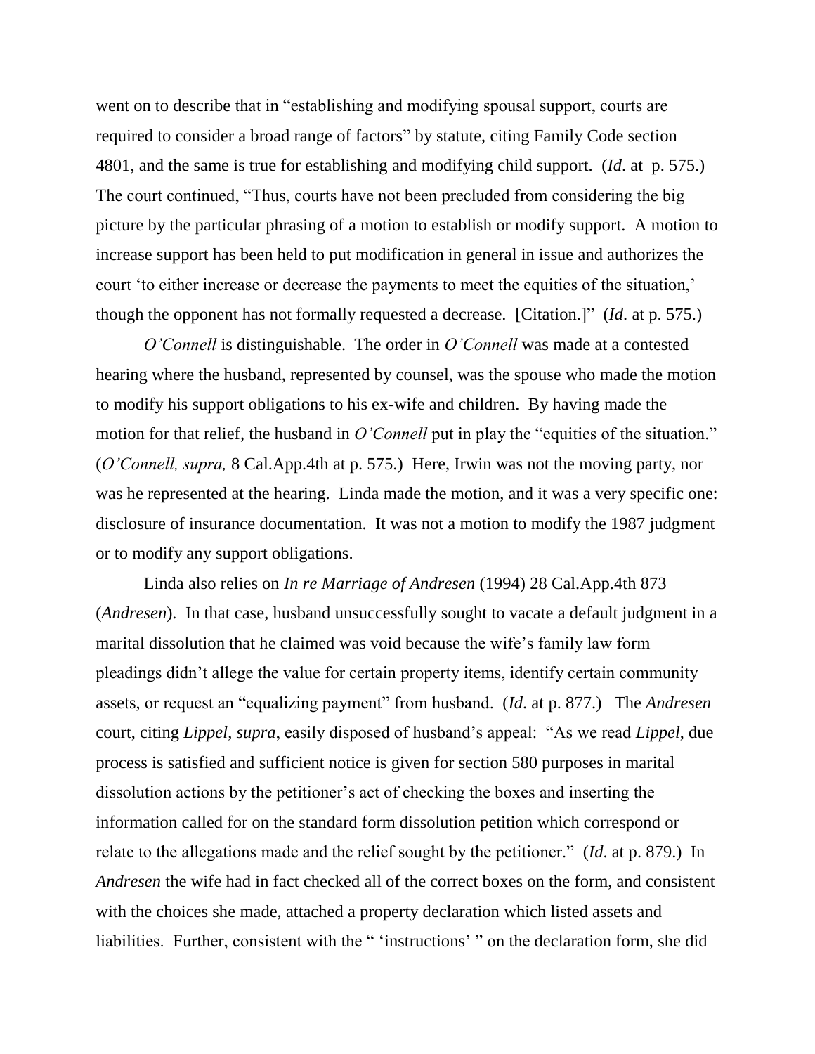went on to describe that in "establishing and modifying spousal support, courts are required to consider a broad range of factors" by statute, citing Family Code section 4801, and the same is true for establishing and modifying child support. (*Id*. at p. 575.) The court continued, "Thus, courts have not been precluded from considering the big picture by the particular phrasing of a motion to establish or modify support. A motion to increase support has been held to put modification in general in issue and authorizes the court 'to either increase or decrease the payments to meet the equities of the situation,' though the opponent has not formally requested a decrease. [Citation.]" (*Id*. at p. 575.)

*O'Connell* is distinguishable. The order in *O'Connell* was made at a contested hearing where the husband, represented by counsel, was the spouse who made the motion to modify his support obligations to his ex-wife and children. By having made the motion for that relief, the husband in *O'Connell* put in play the "equities of the situation." (*O'Connell, supra,* 8 Cal.App.4th at p. 575.) Here, Irwin was not the moving party, nor was he represented at the hearing. Linda made the motion, and it was a very specific one: disclosure of insurance documentation. It was not a motion to modify the 1987 judgment or to modify any support obligations.

Linda also relies on *In re Marriage of Andresen* (1994) 28 Cal.App.4th 873 (*Andresen*). In that case, husband unsuccessfully sought to vacate a default judgment in a marital dissolution that he claimed was void because the wife's family law form pleadings didn't allege the value for certain property items, identify certain community assets, or request an "equalizing payment" from husband. (*Id*. at p. 877.) The *Andresen* court, citing *Lippel*, *supra*, easily disposed of husband's appeal: "As we read *Lippel*, due process is satisfied and sufficient notice is given for section 580 purposes in marital dissolution actions by the petitioner's act of checking the boxes and inserting the information called for on the standard form dissolution petition which correspond or relate to the allegations made and the relief sought by the petitioner." (*Id*. at p. 879.) In *Andresen* the wife had in fact checked all of the correct boxes on the form, and consistent with the choices she made, attached a property declaration which listed assets and liabilities. Further, consistent with the " 'instructions' " on the declaration form, she did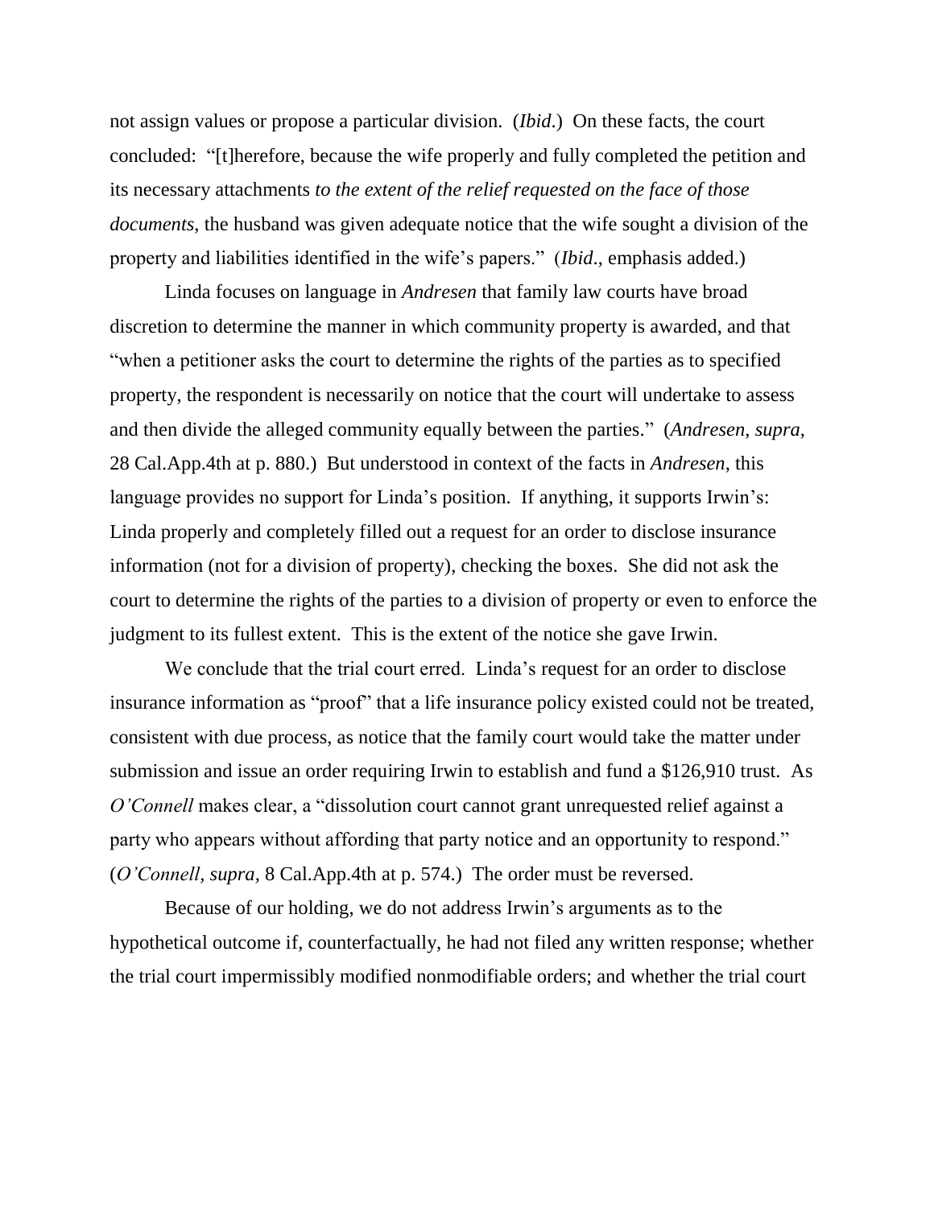not assign values or propose a particular division. (*Ibid*.) On these facts, the court concluded: "[t]herefore, because the wife properly and fully completed the petition and its necessary attachments *to the extent of the relief requested on the face of those documents*, the husband was given adequate notice that the wife sought a division of the property and liabilities identified in the wife's papers." (*Ibid*., emphasis added.)

Linda focuses on language in *Andresen* that family law courts have broad discretion to determine the manner in which community property is awarded, and that "when a petitioner asks the court to determine the rights of the parties as to specified property, the respondent is necessarily on notice that the court will undertake to assess and then divide the alleged community equally between the parties." (*Andresen*, *supra*, 28 Cal.App.4th at p. 880.) But understood in context of the facts in *Andresen*, this language provides no support for Linda's position. If anything, it supports Irwin's: Linda properly and completely filled out a request for an order to disclose insurance information (not for a division of property), checking the boxes. She did not ask the court to determine the rights of the parties to a division of property or even to enforce the judgment to its fullest extent. This is the extent of the notice she gave Irwin.

We conclude that the trial court erred. Linda's request for an order to disclose insurance information as "proof" that a life insurance policy existed could not be treated, consistent with due process, as notice that the family court would take the matter under submission and issue an order requiring Irwin to establish and fund a $126,910 trust. As *O'Connell* makes clear, a "dissolution court cannot grant unrequested relief against a party who appears without affording that party notice and an opportunity to respond." (*O'Connell*, *supra*, 8 Cal.App.4th at p. 574.) The order must be reversed.

Because of our holding, we do not address Irwin's arguments as to the hypothetical outcome if, counterfactually, he had not filed any written response; whether the trial court impermissibly modified nonmodifiable orders; and whether the trial court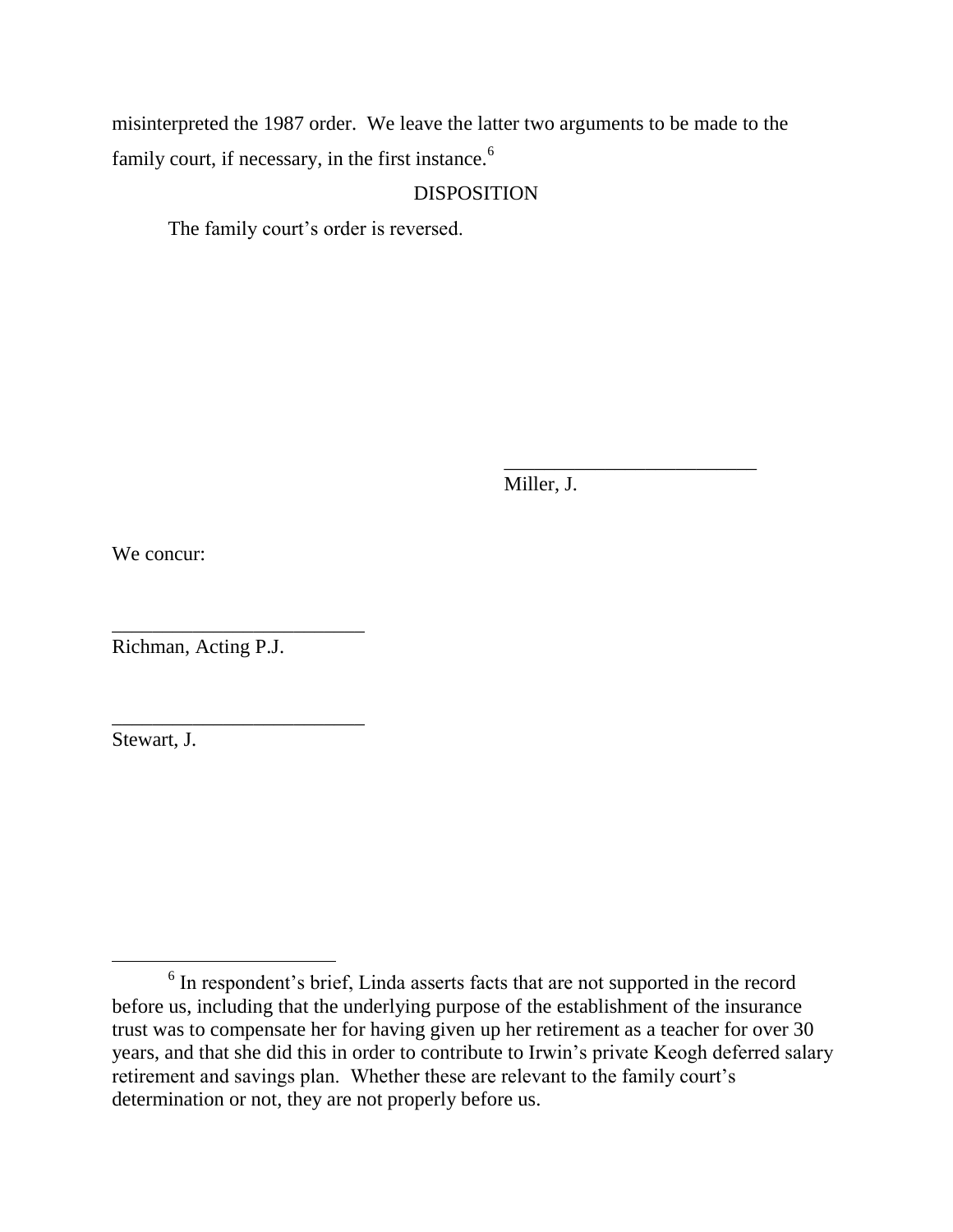misinterpreted the 1987 order. We leave the latter two arguments to be made to the family court, if necessary, in the first instance.[6]

DISPOSITION

The family court's order is reversed.

_________________________
Miller, J.

We concur:

_________________________
Richman, Acting P.J.

_________________________
Stewart, J.

---

[6] In respondent's brief, Linda asserts facts that are not supported in the record before us, including that the underlying purpose of the establishment of the insurance trust was to compensate her for having given up her retirement as a teacher for over 30 years, and that she did this in order to contribute to Irwin's private Keogh deferred salary retirement and savings plan. Whether these are relevant to the family court's determination or not, they are not properly before us.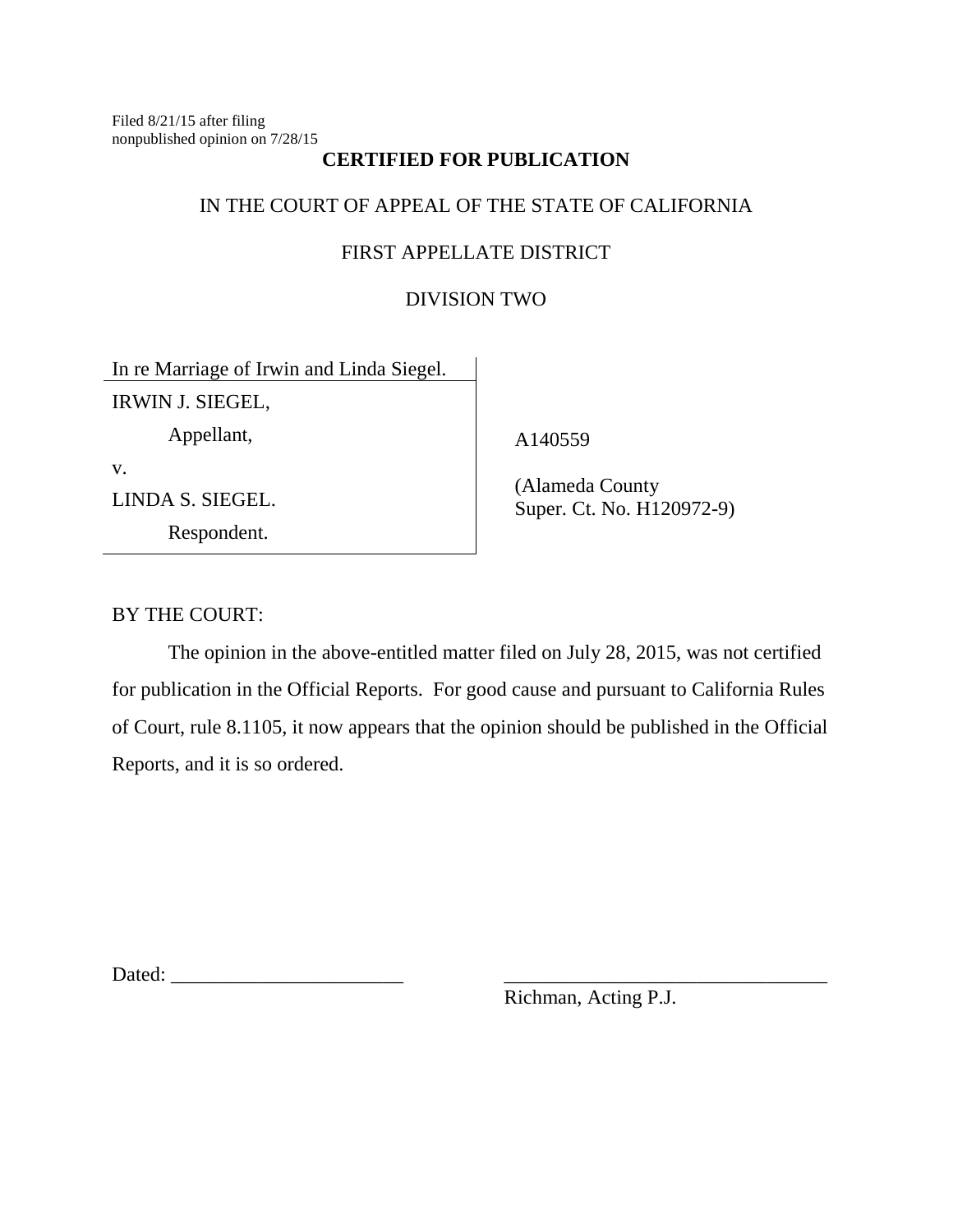Filed 8/21/15 after filing
nonpublished opinion on 7/28/15

**CERTIFIED FOR PUBLICATION**

IN THE COURT OF APPEAL OF THE STATE OF CALIFORNIA

FIRST APPELLATE DISTRICT

DIVISION TWO

| | |
|---|---|
| In re Marriage of Irwin and Linda Siegel. | |
| IRWIN J. SIEGEL,<br>Appellant,<br>v.<br>LINDA S. SIEGEL.<br>Respondent. | A140559<br><br>(Alameda County<br>Super. Ct. No. H120972-9) |

BY THE COURT:

The opinion in the above-entitled matter filed on July 28, 2015, was not certified for publication in the Official Reports. For good cause and pursuant to California Rules of Court, rule 8.1105, it now appears that the opinion should be published in the Official Reports, and it is so ordered.

Dated: ______________________ ________________________________
Richman, Acting P.J.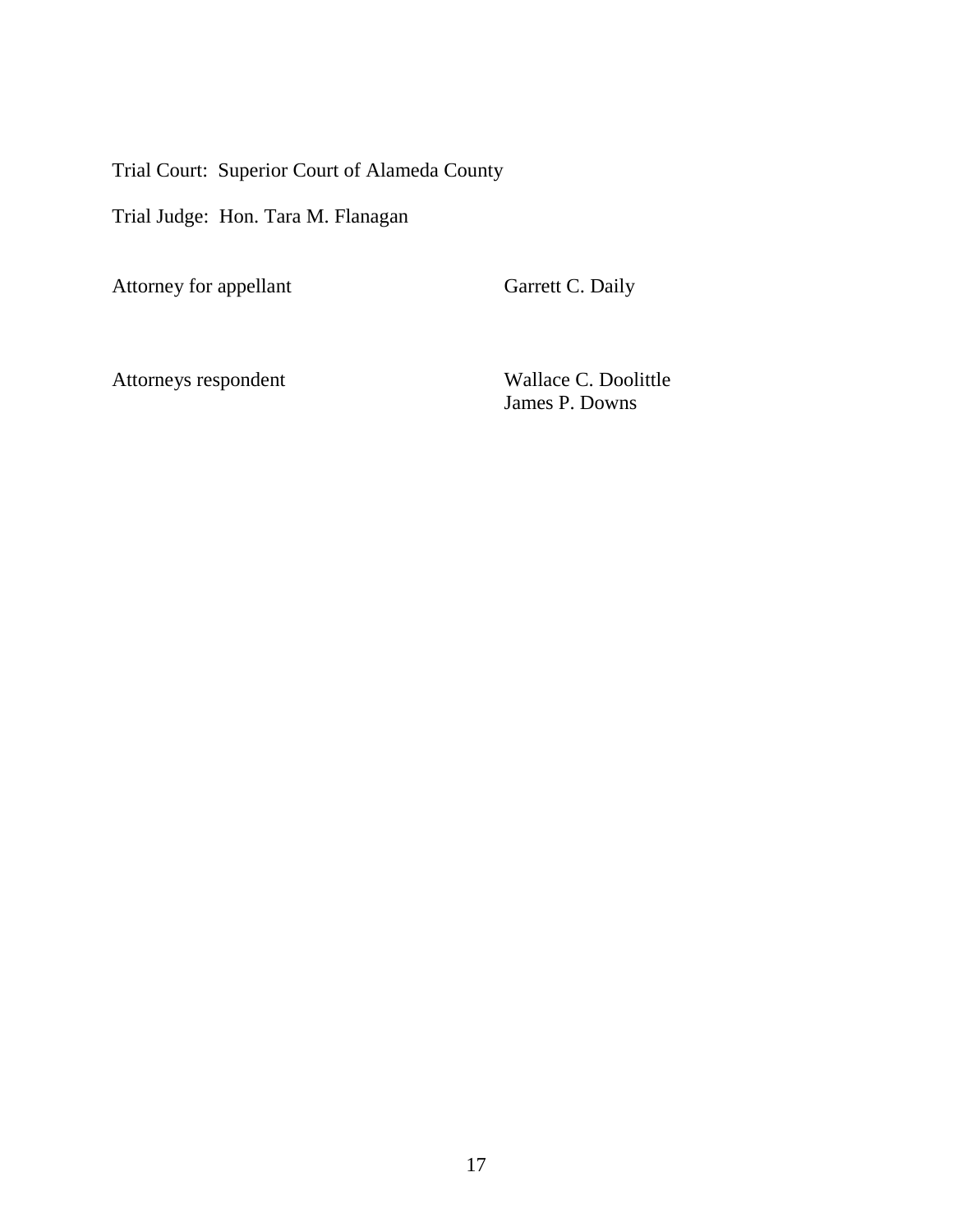Trial Court: Superior Court of Alameda County

Trial Judge: Hon. Tara M. Flanagan

| | |
|---|---|
| Attorney for appellant | Garrett C. Daily |
| Attorneys respondent | Wallace C. Doolittle<br>James P. Downs |